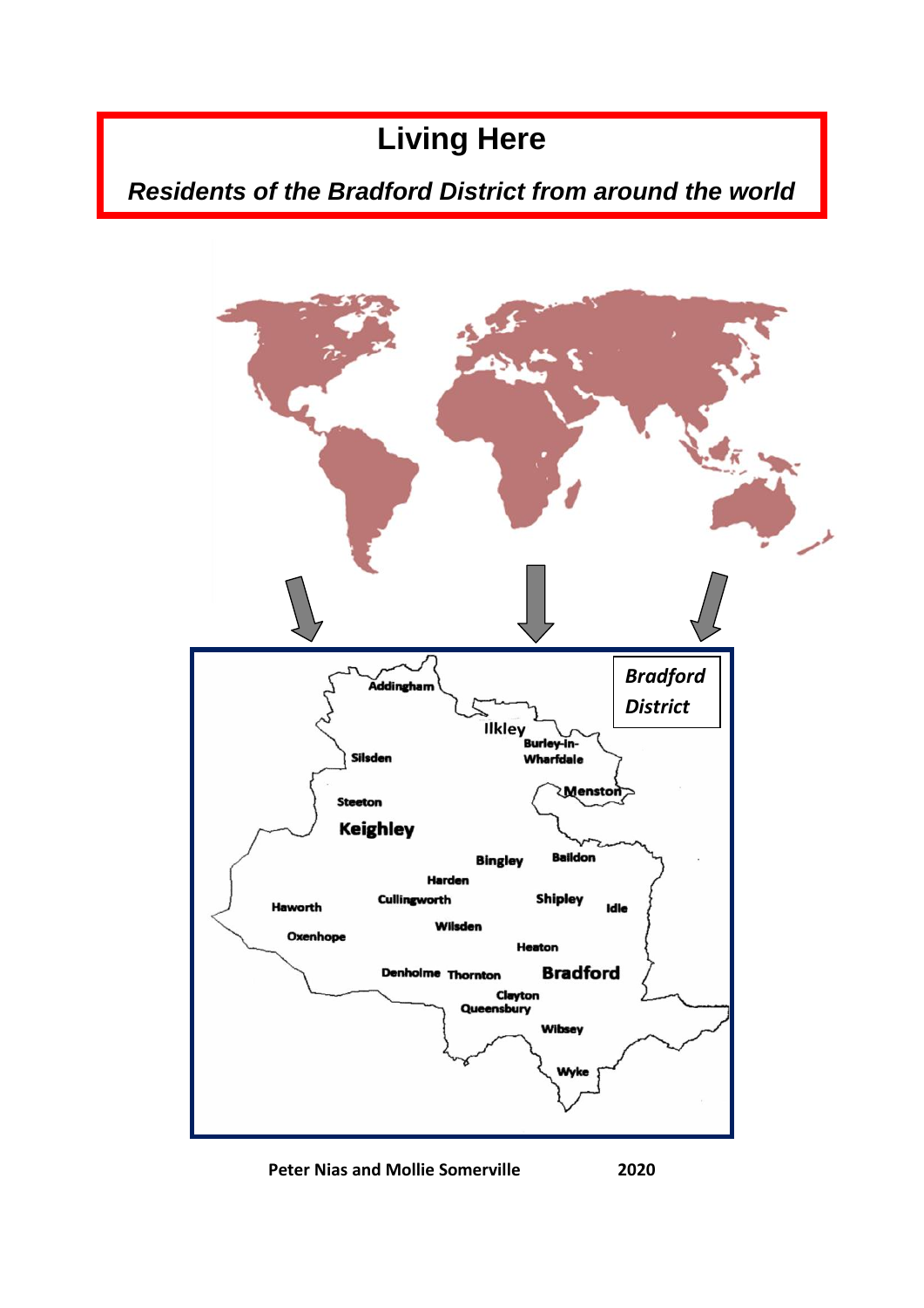# Living Here

***Residents of the Bradford District from around the world***

**Peter Nias and Mollie Somerville** **2020**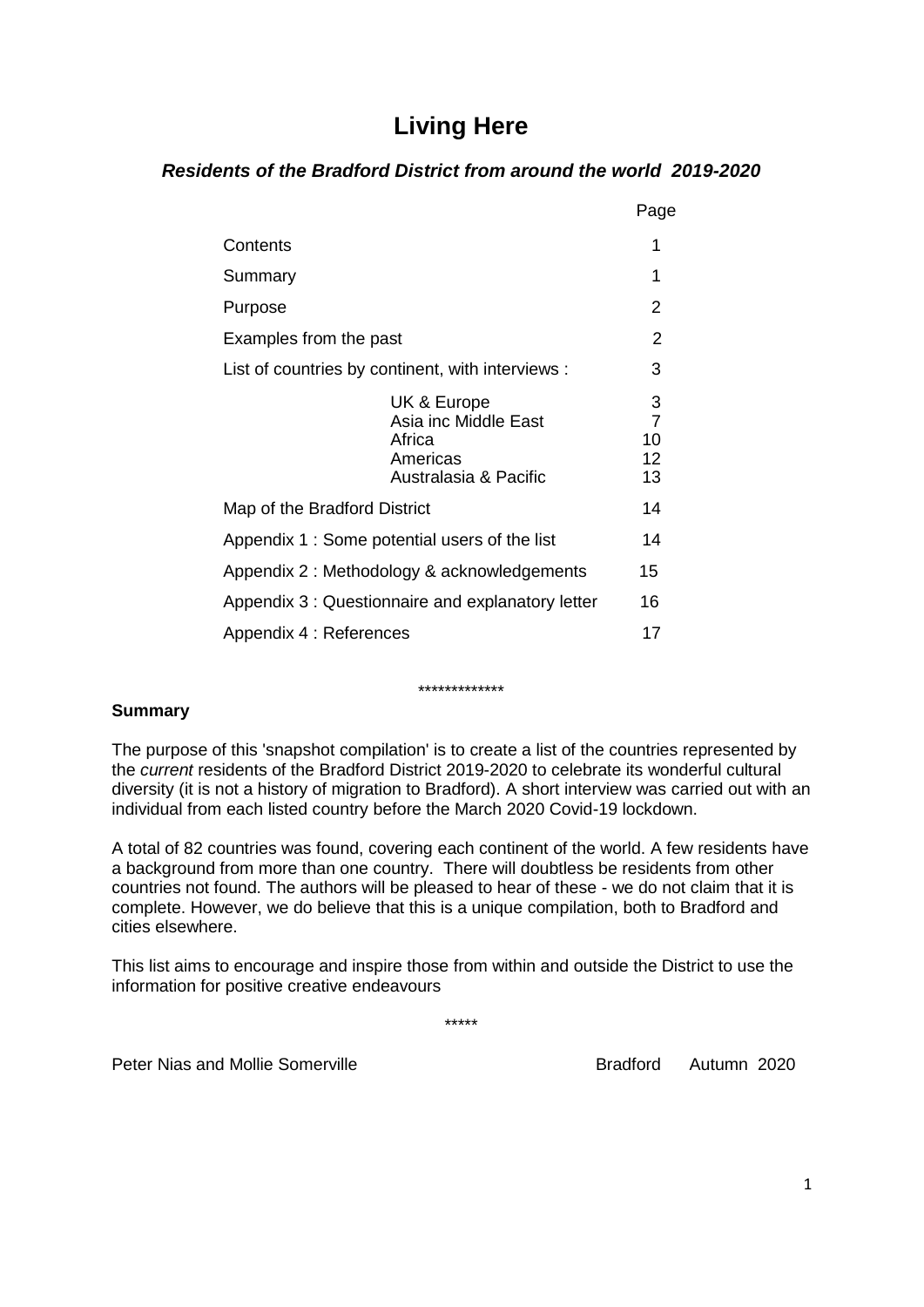# Living Here

### *Residents of the Bradford District from around the world 2019-2020*

| | Page |
|---|---|
| Contents | 1 |
| Summary | 1 |
| Purpose | 2 |
| Examples from the past | 2 |
| List of countries by continent, with interviews : | 3 |
| UK & Europe | 3 |
| Asia inc Middle East | 7 |
| Africa | 10 |
| Americas | 12 |
| Australasia & Pacific | 13 |
| Map of the Bradford District | 14 |
| Appendix 1 : Some potential users of the list | 14 |
| Appendix 2 : Methodology & acknowledgements | 15 |
| Appendix 3 : Questionnaire and explanatory letter | 16 |
| Appendix 4 : References | 17 |

*************

**Summary**

The purpose of this 'snapshot compilation' is to create a list of the countries represented by the *current* residents of the Bradford District 2019-2020 to celebrate its wonderful cultural diversity (it is not a history of migration to Bradford). A short interview was carried out with an individual from each listed country before the March 2020 Covid-19 lockdown.

A total of 82 countries was found, covering each continent of the world. A few residents have a background from more than one country. There will doubtless be residents from other countries not found. The authors will be pleased to hear of these - we do not claim that it is complete. However, we do believe that this is a unique compilation, both to Bradford and cities elsewhere.

This list aims to encourage and inspire those from within and outside the District to use the information for positive creative endeavours

*****

Peter Nias and Mollie Somerville — Bradford Autumn 2020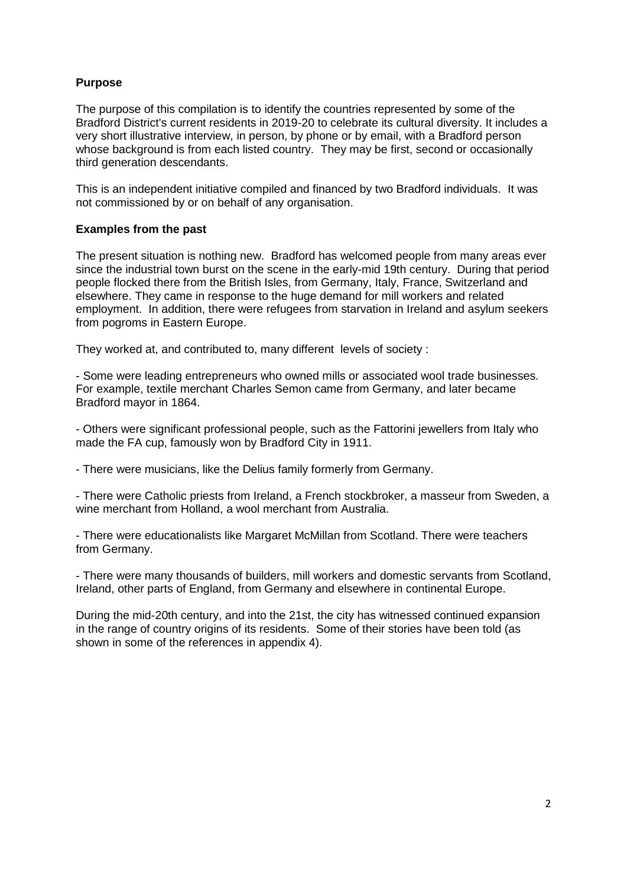## Purpose

The purpose of this compilation is to identify the countries represented by some of the Bradford District's current residents in 2019-20 to celebrate its cultural diversity. It includes a very short illustrative interview, in person, by phone or by email, with a Bradford person whose background is from each listed country. They may be first, second or occasionally third generation descendants.

This is an independent initiative compiled and financed by two Bradford individuals. It was not commissioned by or on behalf of any organisation.

## Examples from the past

The present situation is nothing new. Bradford has welcomed people from many areas ever since the industrial town burst on the scene in the early-mid 19th century. During that period people flocked there from the British Isles, from Germany, Italy, France, Switzerland and elsewhere. They came in response to the huge demand for mill workers and related employment. In addition, there were refugees from starvation in Ireland and asylum seekers from pogroms in Eastern Europe.

They worked at, and contributed to, many different levels of society :

- Some were leading entrepreneurs who owned mills or associated wool trade businesses. For example, textile merchant Charles Semon came from Germany, and later became Bradford mayor in 1864.

- Others were significant professional people, such as the Fattorini jewellers from Italy who made the FA cup, famously won by Bradford City in 1911.

- There were musicians, like the Delius family formerly from Germany.

- There were Catholic priests from Ireland, a French stockbroker, a masseur from Sweden, a wine merchant from Holland, a wool merchant from Australia.

- There were educationalists like Margaret McMillan from Scotland. There were teachers from Germany.

- There were many thousands of builders, mill workers and domestic servants from Scotland, Ireland, other parts of England, from Germany and elsewhere in continental Europe.

During the mid-20th century, and into the 21st, the city has witnessed continued expansion in the range of country origins of its residents. Some of their stories have been told (as shown in some of the references in appendix 4).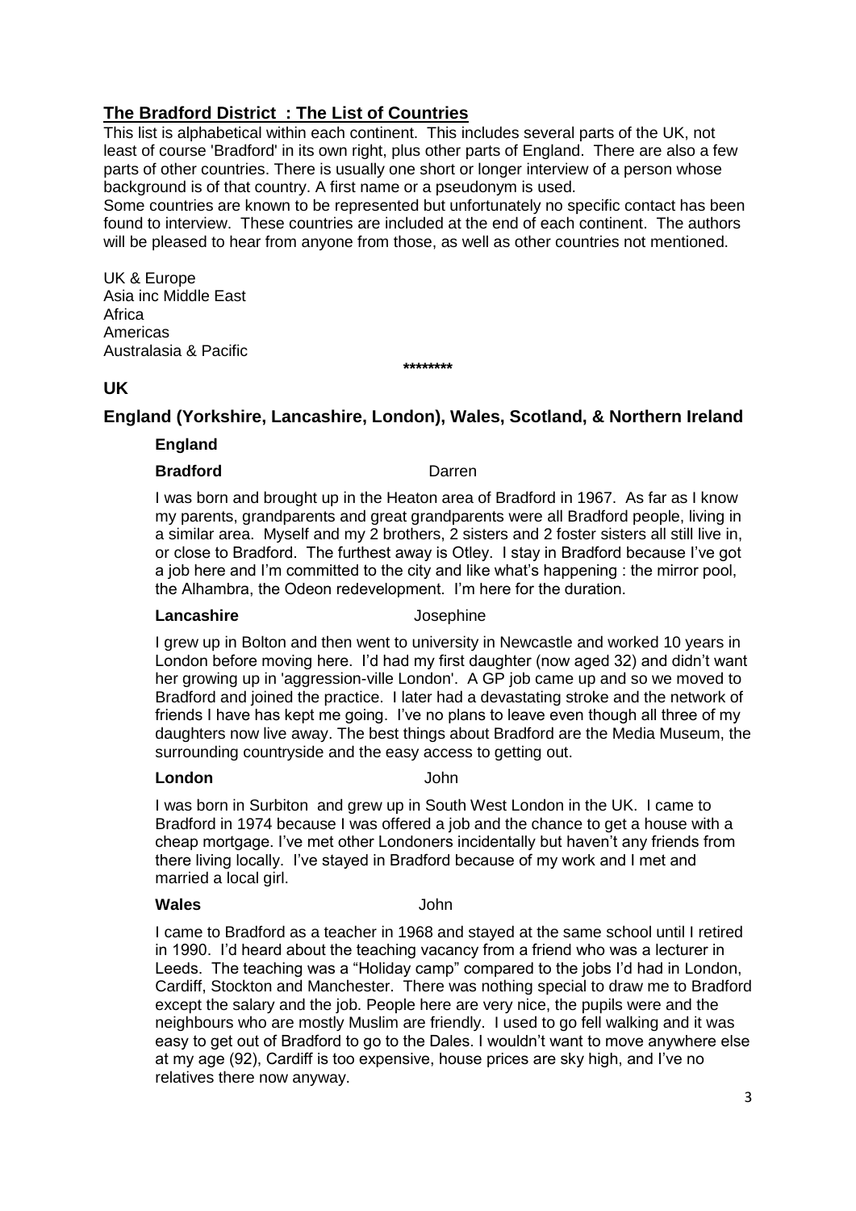## The Bradford District : The List of Countries

This list is alphabetical within each continent. This includes several parts of the UK, not least of course 'Bradford' in its own right, plus other parts of England. There are also a few parts of other countries. There is usually one short or longer interview of a person whose background is of that country. A first name or a pseudonym is used.

Some countries are known to be represented but unfortunately no specific contact has been found to interview. These countries are included at the end of each continent. The authors will be pleased to hear from anyone from those, as well as other countries not mentioned.

UK & Europe
Asia inc Middle East
Africa
Americas
Australasia & Pacific

********

## UK

## England (Yorkshire, Lancashire, London), Wales, Scotland, & Northern Ireland

### England

**Bradford** Darren

I was born and brought up in the Heaton area of Bradford in 1967. As far as I know my parents, grandparents and great grandparents were all Bradford people, living in a similar area. Myself and my 2 brothers, 2 sisters and 2 foster sisters all still live in, or close to Bradford. The furthest away is Otley. I stay in Bradford because I've got a job here and I'm committed to the city and like what's happening : the mirror pool, the Alhambra, the Odeon redevelopment. I'm here for the duration.

**Lancashire** Josephine

I grew up in Bolton and then went to university in Newcastle and worked 10 years in London before moving here. I'd had my first daughter (now aged 32) and didn't want her growing up in 'aggression-ville London'. A GP job came up and so we moved to Bradford and joined the practice. I later had a devastating stroke and the network of friends I have has kept me going. I've no plans to leave even though all three of my daughters now live away. The best things about Bradford are the Media Museum, the surrounding countryside and the easy access to getting out.

**London** John

I was born in Surbiton and grew up in South West London in the UK. I came to Bradford in 1974 because I was offered a job and the chance to get a house with a cheap mortgage. I've met other Londoners incidentally but haven't any friends from there living locally. I've stayed in Bradford because of my work and I met and married a local girl.

**Wales** John

I came to Bradford as a teacher in 1968 and stayed at the same school until I retired in 1990. I'd heard about the teaching vacancy from a friend who was a lecturer in Leeds. The teaching was a "Holiday camp" compared to the jobs I'd had in London, Cardiff, Stockton and Manchester. There was nothing special to draw me to Bradford except the salary and the job. People here are very nice, the pupils were and the neighbours who are mostly Muslim are friendly. I used to go fell walking and it was easy to get out of Bradford to go to the Dales. I wouldn't want to move anywhere else at my age (92), Cardiff is too expensive, house prices are sky high, and I've no relatives there now anyway.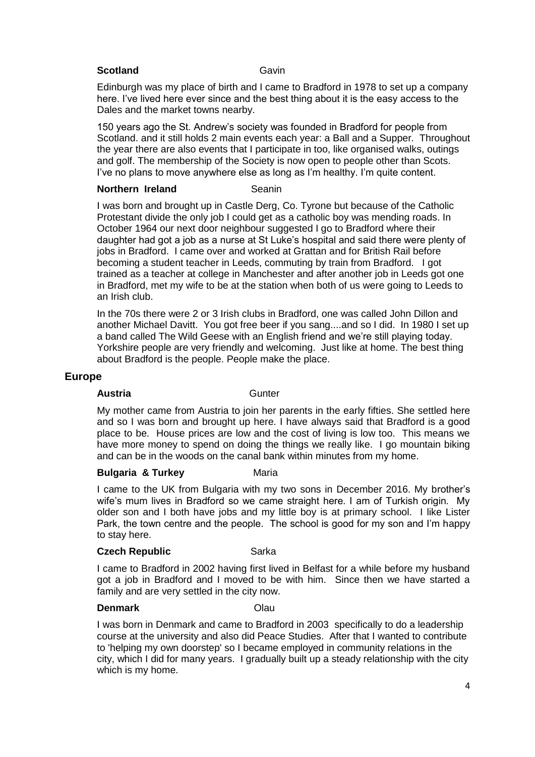**Scotland** Gavin

Edinburgh was my place of birth and I came to Bradford in 1978 to set up a company here. I've lived here ever since and the best thing about it is the easy access to the Dales and the market towns nearby.

150 years ago the St. Andrew's society was founded in Bradford for people from Scotland. and it still holds 2 main events each year: a Ball and a Supper. Throughout the year there are also events that I participate in too, like organised walks, outings and golf. The membership of the Society is now open to people other than Scots. I've no plans to move anywhere else as long as I'm healthy. I'm quite content.

**Northern Ireland** Seanin

I was born and brought up in Castle Derg, Co. Tyrone but because of the Catholic Protestant divide the only job I could get as a catholic boy was mending roads. In October 1964 our next door neighbour suggested I go to Bradford where their daughter had got a job as a nurse at St Luke's hospital and said there were plenty of jobs in Bradford. I came over and worked at Grattan and for British Rail before becoming a student teacher in Leeds, commuting by train from Bradford. I got trained as a teacher at college in Manchester and after another job in Leeds got one in Bradford, met my wife to be at the station when both of us were going to Leeds to an Irish club.

In the 70s there were 2 or 3 Irish clubs in Bradford, one was called John Dillon and another Michael Davitt. You got free beer if you sang....and so I did. In 1980 I set up a band called The Wild Geese with an English friend and we're still playing today. Yorkshire people are very friendly and welcoming. Just like at home. The best thing about Bradford is the people. People make the place.

## Europe

**Austria** Gunter

My mother came from Austria to join her parents in the early fifties. She settled here and so I was born and brought up here. I have always said that Bradford is a good place to be. House prices are low and the cost of living is low too. This means we have more money to spend on doing the things we really like. I go mountain biking and can be in the woods on the canal bank within minutes from my home.

**Bulgaria & Turkey** Maria

I came to the UK from Bulgaria with my two sons in December 2016. My brother's wife's mum lives in Bradford so we came straight here. I am of Turkish origin. My older son and I both have jobs and my little boy is at primary school. I like Lister Park, the town centre and the people. The school is good for my son and I'm happy to stay here.

**Czech Republic** Sarka

I came to Bradford in 2002 having first lived in Belfast for a while before my husband got a job in Bradford and I moved to be with him. Since then we have started a family and are very settled in the city now.

**Denmark** Olau

I was born in Denmark and came to Bradford in 2003 specifically to do a leadership course at the university and also did Peace Studies. After that I wanted to contribute to 'helping my own doorstep' so I became employed in community relations in the city, which I did for many years. I gradually built up a steady relationship with the city which is my home.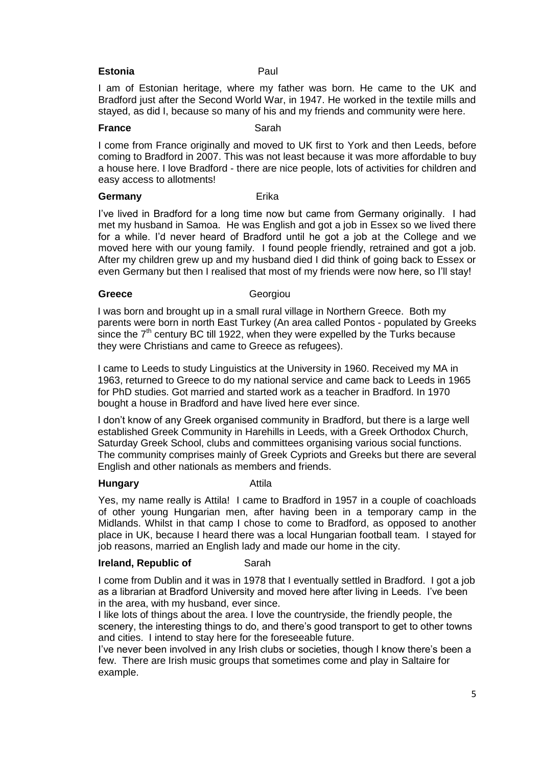**Estonia** Paul

I am of Estonian heritage, where my father was born. He came to the UK and Bradford just after the Second World War, in 1947. He worked in the textile mills and stayed, as did I, because so many of his and my friends and community were here.

**France** Sarah

I come from France originally and moved to UK first to York and then Leeds, before coming to Bradford in 2007. This was not least because it was more affordable to buy a house here. I love Bradford - there are nice people, lots of activities for children and easy access to allotments!

**Germany** Erika

I've lived in Bradford for a long time now but came from Germany originally. I had met my husband in Samoa. He was English and got a job in Essex so we lived there for a while. I'd never heard of Bradford until he got a job at the College and we moved here with our young family. I found people friendly, retrained and got a job. After my children grew up and my husband died I did think of going back to Essex or even Germany but then I realised that most of my friends were now here, so I'll stay!

**Greece** Georgiou

I was born and brought up in a small rural village in Northern Greece. Both my parents were born in north East Turkey (An area called Pontos - populated by Greeks since the 7th century BC till 1922, when they were expelled by the Turks because they were Christians and came to Greece as refugees).

I came to Leeds to study Linguistics at the University in 1960. Received my MA in 1963, returned to Greece to do my national service and came back to Leeds in 1965 for PhD studies. Got married and started work as a teacher in Bradford. In 1970 bought a house in Bradford and have lived here ever since.

I don't know of any Greek organised community in Bradford, but there is a large well established Greek Community in Harehills in Leeds, with a Greek Orthodox Church, Saturday Greek School, clubs and committees organising various social functions. The community comprises mainly of Greek Cypriots and Greeks but there are several English and other nationals as members and friends.

**Hungary** Attila

Yes, my name really is Attila! I came to Bradford in 1957 in a couple of coachloads of other young Hungarian men, after having been in a temporary camp in the Midlands. Whilst in that camp I chose to come to Bradford, as opposed to another place in UK, because I heard there was a local Hungarian football team. I stayed for job reasons, married an English lady and made our home in the city.

**Ireland, Republic of** Sarah

I come from Dublin and it was in 1978 that I eventually settled in Bradford. I got a job as a librarian at Bradford University and moved here after living in Leeds. I've been in the area, with my husband, ever since.

I like lots of things about the area. I love the countryside, the friendly people, the scenery, the interesting things to do, and there's good transport to get to other towns and cities. I intend to stay here for the foreseeable future.

I've never been involved in any Irish clubs or societies, though I know there's been a few. There are Irish music groups that sometimes come and play in Saltaire for example.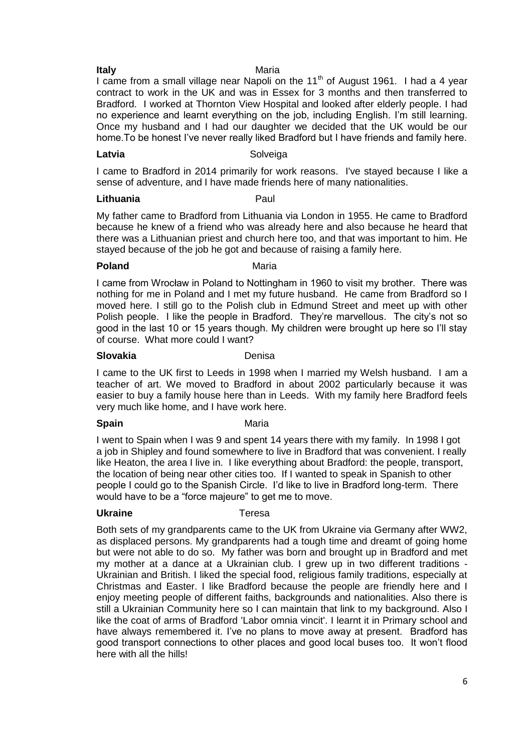**Italy** Maria

I came from a small village near Napoli on the 11th of August 1961. I had a 4 year contract to work in the UK and was in Essex for 3 months and then transferred to Bradford. I worked at Thornton View Hospital and looked after elderly people. I had no experience and learnt everything on the job, including English. I'm still learning. Once my husband and I had our daughter we decided that the UK would be our home.To be honest I've never really liked Bradford but I have friends and family here.

**Latvia** Solveiga

I came to Bradford in 2014 primarily for work reasons. I've stayed because I like a sense of adventure, and I have made friends here of many nationalities.

**Lithuania** Paul

My father came to Bradford from Lithuania via London in 1955. He came to Bradford because he knew of a friend who was already here and also because he heard that there was a Lithuanian priest and church here too, and that was important to him. He stayed because of the job he got and because of raising a family here.

**Poland** Maria

I came from Wrocław in Poland to Nottingham in 1960 to visit my brother. There was nothing for me in Poland and I met my future husband. He came from Bradford so I moved here. I still go to the Polish club in Edmund Street and meet up with other Polish people. I like the people in Bradford. They're marvellous. The city's not so good in the last 10 or 15 years though. My children were brought up here so I'll stay of course. What more could I want?

**Slovakia** Denisa

I came to the UK first to Leeds in 1998 when I married my Welsh husband. I am a teacher of art. We moved to Bradford in about 2002 particularly because it was easier to buy a family house here than in Leeds. With my family here Bradford feels very much like home, and I have work here.

**Spain** Maria

I went to Spain when I was 9 and spent 14 years there with my family. In 1998 I got a job in Shipley and found somewhere to live in Bradford that was convenient. I really like Heaton, the area I live in. I like everything about Bradford: the people, transport, the location of being near other cities too. If I wanted to speak in Spanish to other people I could go to the Spanish Circle. I'd like to live in Bradford long-term. There would have to be a "force majeure" to get me to move.

**Ukraine** Teresa

Both sets of my grandparents came to the UK from Ukraine via Germany after WW2, as displaced persons. My grandparents had a tough time and dreamt of going home but were not able to do so. My father was born and brought up in Bradford and met my mother at a dance at a Ukrainian club. I grew up in two different traditions - Ukrainian and British. I liked the special food, religious family traditions, especially at Christmas and Easter. I like Bradford because the people are friendly here and I enjoy meeting people of different faiths, backgrounds and nationalities. Also there is still a Ukrainian Community here so I can maintain that link to my background. Also I like the coat of arms of Bradford 'Labor omnia vincit'. I learnt it in Primary school and have always remembered it. I've no plans to move away at present. Bradford has good transport connections to other places and good local buses too. It won't flood here with all the hills!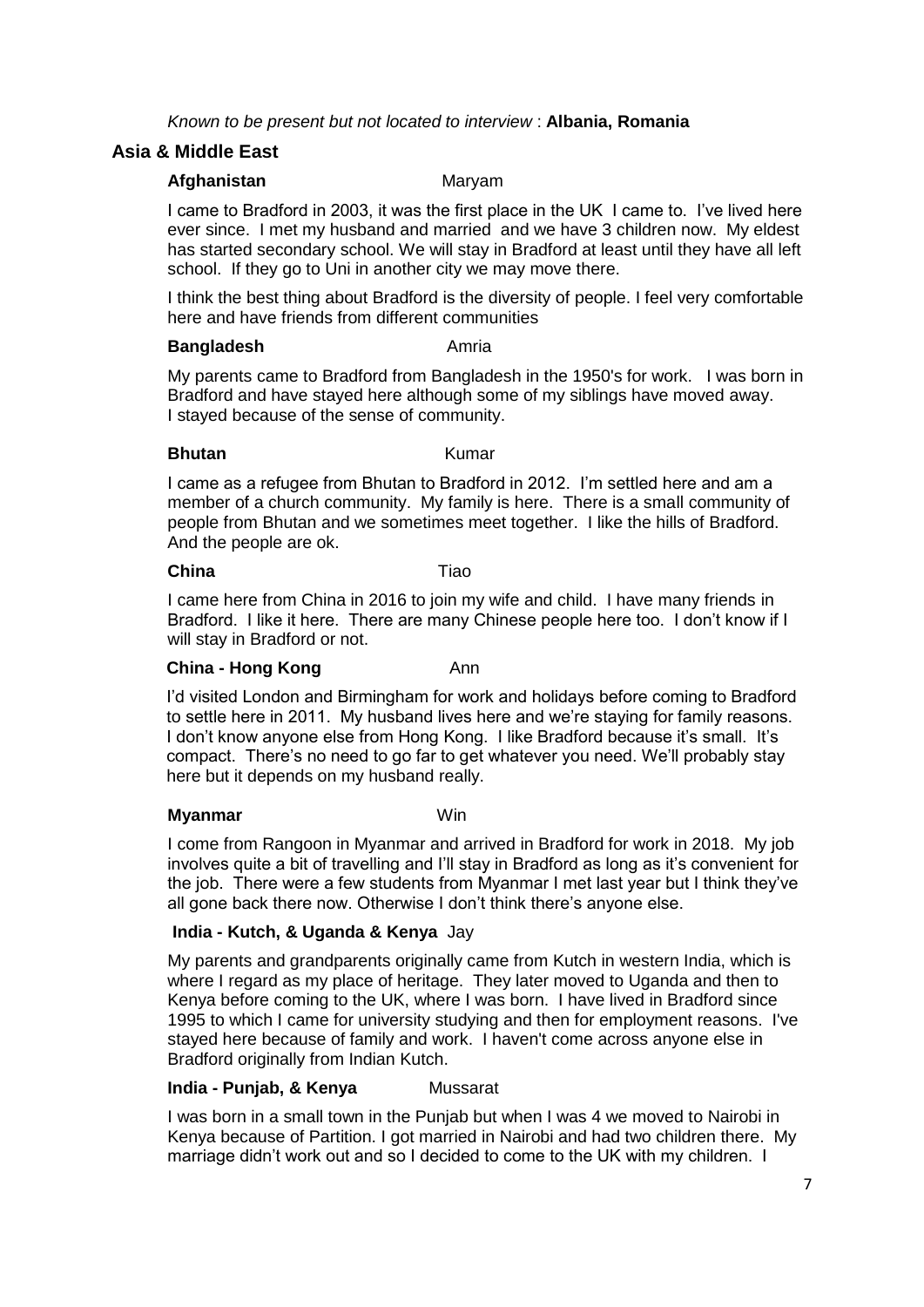*Known to be present but not located to interview* : **Albania, Romania**

## Asia & Middle East

**Afghanistan** Maryam

I came to Bradford in 2003, it was the first place in the UK I came to. I've lived here ever since. I met my husband and married and we have 3 children now. My eldest has started secondary school. We will stay in Bradford at least until they have all left school. If they go to Uni in another city we may move there.

I think the best thing about Bradford is the diversity of people. I feel very comfortable here and have friends from different communities

**Bangladesh** Amria

My parents came to Bradford from Bangladesh in the 1950's for work. I was born in Bradford and have stayed here although some of my siblings have moved away. I stayed because of the sense of community.

**Bhutan** Kumar

I came as a refugee from Bhutan to Bradford in 2012. I'm settled here and am a member of a church community. My family is here. There is a small community of people from Bhutan and we sometimes meet together. I like the hills of Bradford. And the people are ok.

**China** Tiao

I came here from China in 2016 to join my wife and child. I have many friends in Bradford. I like it here. There are many Chinese people here too. I don't know if I will stay in Bradford or not.

**China - Hong Kong** Ann

I'd visited London and Birmingham for work and holidays before coming to Bradford to settle here in 2011. My husband lives here and we're staying for family reasons. I don't know anyone else from Hong Kong. I like Bradford because it's small. It's compact. There's no need to go far to get whatever you need. We'll probably stay here but it depends on my husband really.

**Myanmar** Win

I come from Rangoon in Myanmar and arrived in Bradford for work in 2018. My job involves quite a bit of travelling and I'll stay in Bradford as long as it's convenient for the job. There were a few students from Myanmar I met last year but I think they've all gone back there now. Otherwise I don't think there's anyone else.

**India - Kutch, & Uganda & Kenya** Jay

My parents and grandparents originally came from Kutch in western India, which is where I regard as my place of heritage. They later moved to Uganda and then to Kenya before coming to the UK, where I was born. I have lived in Bradford since 1995 to which I came for university studying and then for employment reasons. I've stayed here because of family and work. I haven't come across anyone else in Bradford originally from Indian Kutch.

**India - Punjab, & Kenya** Mussarat

I was born in a small town in the Punjab but when I was 4 we moved to Nairobi in Kenya because of Partition. I got married in Nairobi and had two children there. My marriage didn't work out and so I decided to come to the UK with my children. I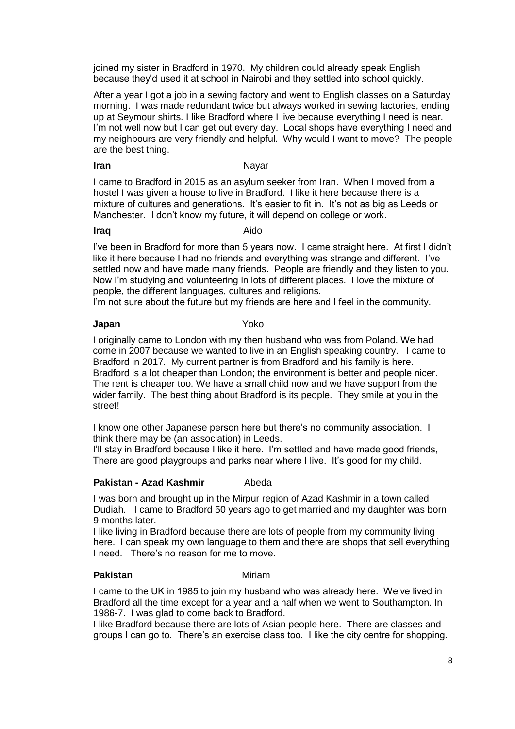joined my sister in Bradford in 1970. My children could already speak English because they'd used it at school in Nairobi and they settled into school quickly.

After a year I got a job in a sewing factory and went to English classes on a Saturday morning. I was made redundant twice but always worked in sewing factories, ending up at Seymour shirts. I like Bradford where I live because everything I need is near. I'm not well now but I can get out every day. Local shops have everything I need and my neighbours are very friendly and helpful. Why would I want to move? The people are the best thing.

**Iran** Nayar

I came to Bradford in 2015 as an asylum seeker from Iran. When I moved from a hostel I was given a house to live in Bradford. I like it here because there is a mixture of cultures and generations. It's easier to fit in. It's not as big as Leeds or Manchester. I don't know my future, it will depend on college or work.

**Iraq** Aido

I've been in Bradford for more than 5 years now. I came straight here. At first I didn't like it here because I had no friends and everything was strange and different. I've settled now and have made many friends. People are friendly and they listen to you. Now I'm studying and volunteering in lots of different places. I love the mixture of people, the different languages, cultures and religions.
I'm not sure about the future but my friends are here and I feel in the community.

**Japan** Yoko

I originally came to London with my then husband who was from Poland. We had come in 2007 because we wanted to live in an English speaking country. I came to Bradford in 2017. My current partner is from Bradford and his family is here. Bradford is a lot cheaper than London; the environment is better and people nicer. The rent is cheaper too. We have a small child now and we have support from the wider family. The best thing about Bradford is its people. They smile at you in the street!

I know one other Japanese person here but there's no community association. I think there may be (an association) in Leeds.
I'll stay in Bradford because I like it here. I'm settled and have made good friends, There are good playgroups and parks near where I live. It's good for my child.

**Pakistan - Azad Kashmir** Abeda

I was born and brought up in the Mirpur region of Azad Kashmir in a town called Dudiah. I came to Bradford 50 years ago to get married and my daughter was born 9 months later.
I like living in Bradford because there are lots of people from my community living here. I can speak my own language to them and there are shops that sell everything I need. There's no reason for me to move.

**Pakistan** Miriam

I came to the UK in 1985 to join my husband who was already here. We've lived in Bradford all the time except for a year and a half when we went to Southampton. In 1986-7. I was glad to come back to Bradford.
I like Bradford because there are lots of Asian people here. There are classes and groups I can go to. There's an exercise class too. I like the city centre for shopping.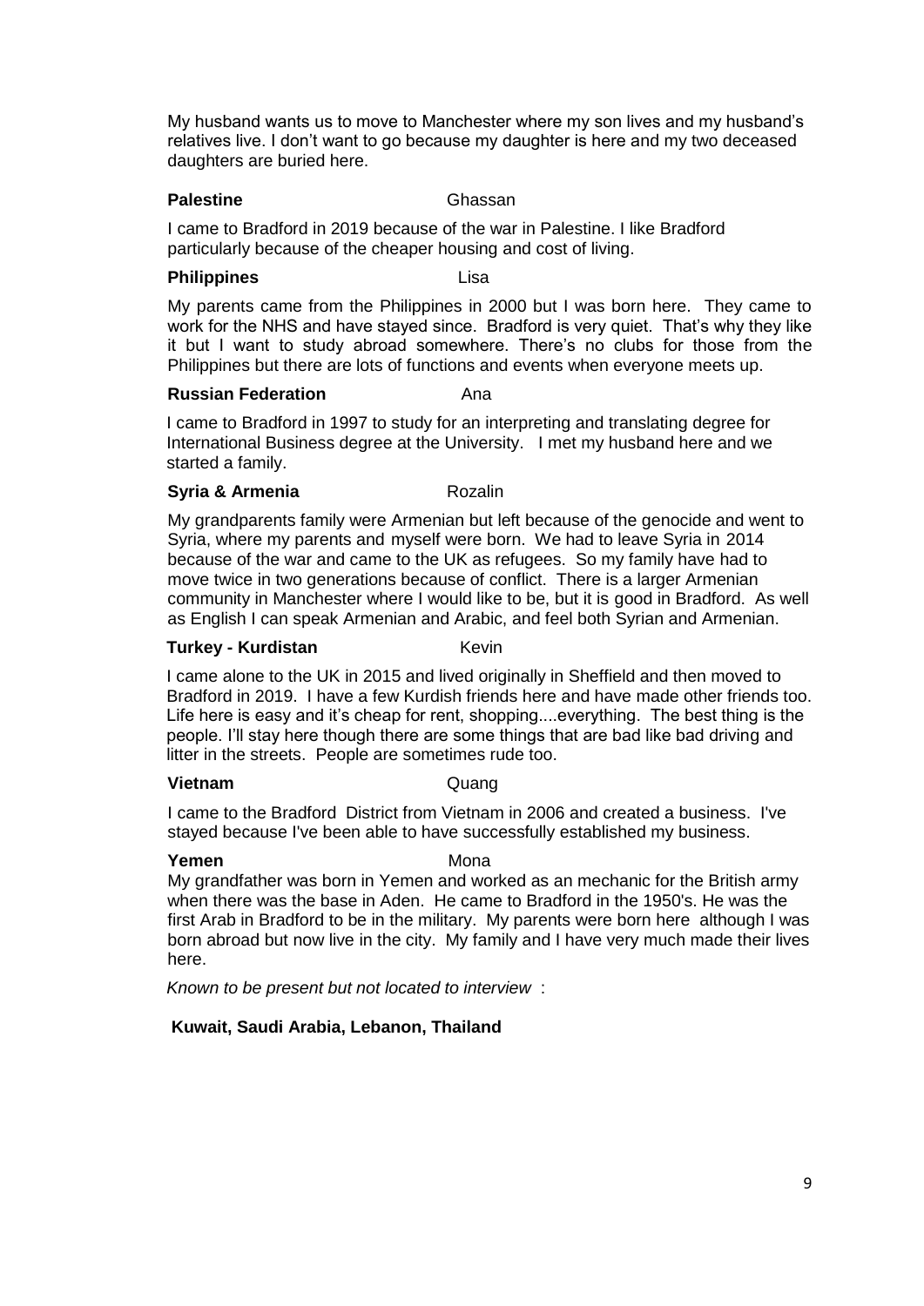My husband wants us to move to Manchester where my son lives and my husband's relatives live. I don't want to go because my daughter is here and my two deceased daughters are buried here.

**Palestine** Ghassan

I came to Bradford in 2019 because of the war in Palestine. I like Bradford particularly because of the cheaper housing and cost of living.

**Philippines** Lisa

My parents came from the Philippines in 2000 but I was born here. They came to work for the NHS and have stayed since. Bradford is very quiet. That's why they like it but I want to study abroad somewhere. There's no clubs for those from the Philippines but there are lots of functions and events when everyone meets up.

**Russian Federation** Ana

I came to Bradford in 1997 to study for an interpreting and translating degree for International Business degree at the University. I met my husband here and we started a family.

**Syria & Armenia** Rozalin

My grandparents family were Armenian but left because of the genocide and went to Syria, where my parents and myself were born. We had to leave Syria in 2014 because of the war and came to the UK as refugees. So my family have had to move twice in two generations because of conflict. There is a larger Armenian community in Manchester where I would like to be, but it is good in Bradford. As well as English I can speak Armenian and Arabic, and feel both Syrian and Armenian.

**Turkey - Kurdistan** Kevin

I came alone to the UK in 2015 and lived originally in Sheffield and then moved to Bradford in 2019. I have a few Kurdish friends here and have made other friends too. Life here is easy and it's cheap for rent, shopping....everything. The best thing is the people. I'll stay here though there are some things that are bad like bad driving and litter in the streets. People are sometimes rude too.

**Vietnam** Quang

I came to the Bradford District from Vietnam in 2006 and created a business. I've stayed because I've been able to have successfully established my business.

**Yemen** Mona

My grandfather was born in Yemen and worked as an mechanic for the British army when there was the base in Aden. He came to Bradford in the 1950's. He was the first Arab in Bradford to be in the military. My parents were born here although I was born abroad but now live in the city. My family and I have very much made their lives here.

*Known to be present but not located to interview* :

**Kuwait, Saudi Arabia, Lebanon, Thailand**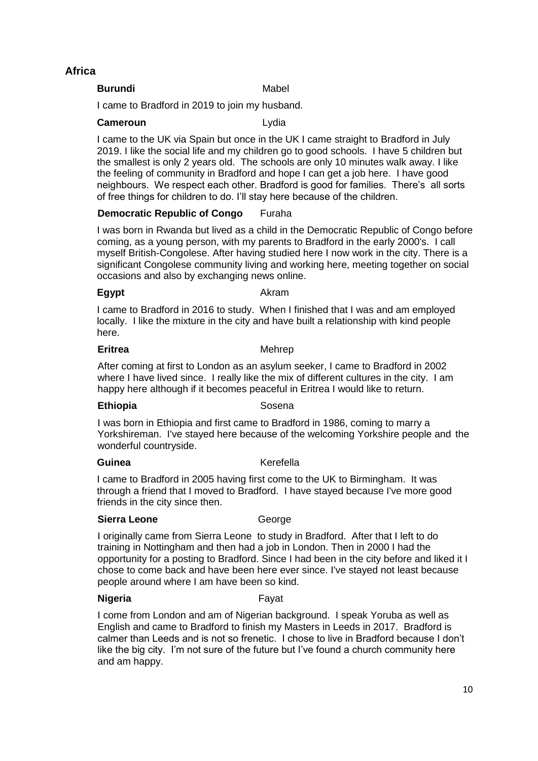## Africa

**Burundi** Mabel

I came to Bradford in 2019 to join my husband.

**Cameroun** Lydia

I came to the UK via Spain but once in the UK I came straight to Bradford in July 2019. I like the social life and my children go to good schools. I have 5 children but the smallest is only 2 years old. The schools are only 10 minutes walk away. I like the feeling of community in Bradford and hope I can get a job here. I have good neighbours. We respect each other. Bradford is good for families. There's all sorts of free things for children to do. I'll stay here because of the children.

**Democratic Republic of Congo** Furaha

I was born in Rwanda but lived as a child in the Democratic Republic of Congo before coming, as a young person, with my parents to Bradford in the early 2000's. I call myself British-Congolese. After having studied here I now work in the city. There is a significant Congolese community living and working here, meeting together on social occasions and also by exchanging news online.

**Egypt** Akram

I came to Bradford in 2016 to study. When I finished that I was and am employed locally. I like the mixture in the city and have built a relationship with kind people here.

**Eritrea** Mehrep

After coming at first to London as an asylum seeker, I came to Bradford in 2002 where I have lived since. I really like the mix of different cultures in the city. I am happy here although if it becomes peaceful in Eritrea I would like to return.

**Ethiopia** Sosena

I was born in Ethiopia and first came to Bradford in 1986, coming to marry a Yorkshireman. I've stayed here because of the welcoming Yorkshire people and the wonderful countryside.

**Guinea** Kerefella

I came to Bradford in 2005 having first come to the UK to Birmingham. It was through a friend that I moved to Bradford. I have stayed because I've more good friends in the city since then.

**Sierra Leone** George

I originally came from Sierra Leone to study in Bradford. After that I left to do training in Nottingham and then had a job in London. Then in 2000 I had the opportunity for a posting to Bradford. Since I had been in the city before and liked it I chose to come back and have been here ever since. I've stayed not least because people around where I am have been so kind.

**Nigeria** Fayat

I come from London and am of Nigerian background. I speak Yoruba as well as English and came to Bradford to finish my Masters in Leeds in 2017. Bradford is calmer than Leeds and is not so frenetic. I chose to live in Bradford because I don't like the big city. I'm not sure of the future but I've found a church community here and am happy.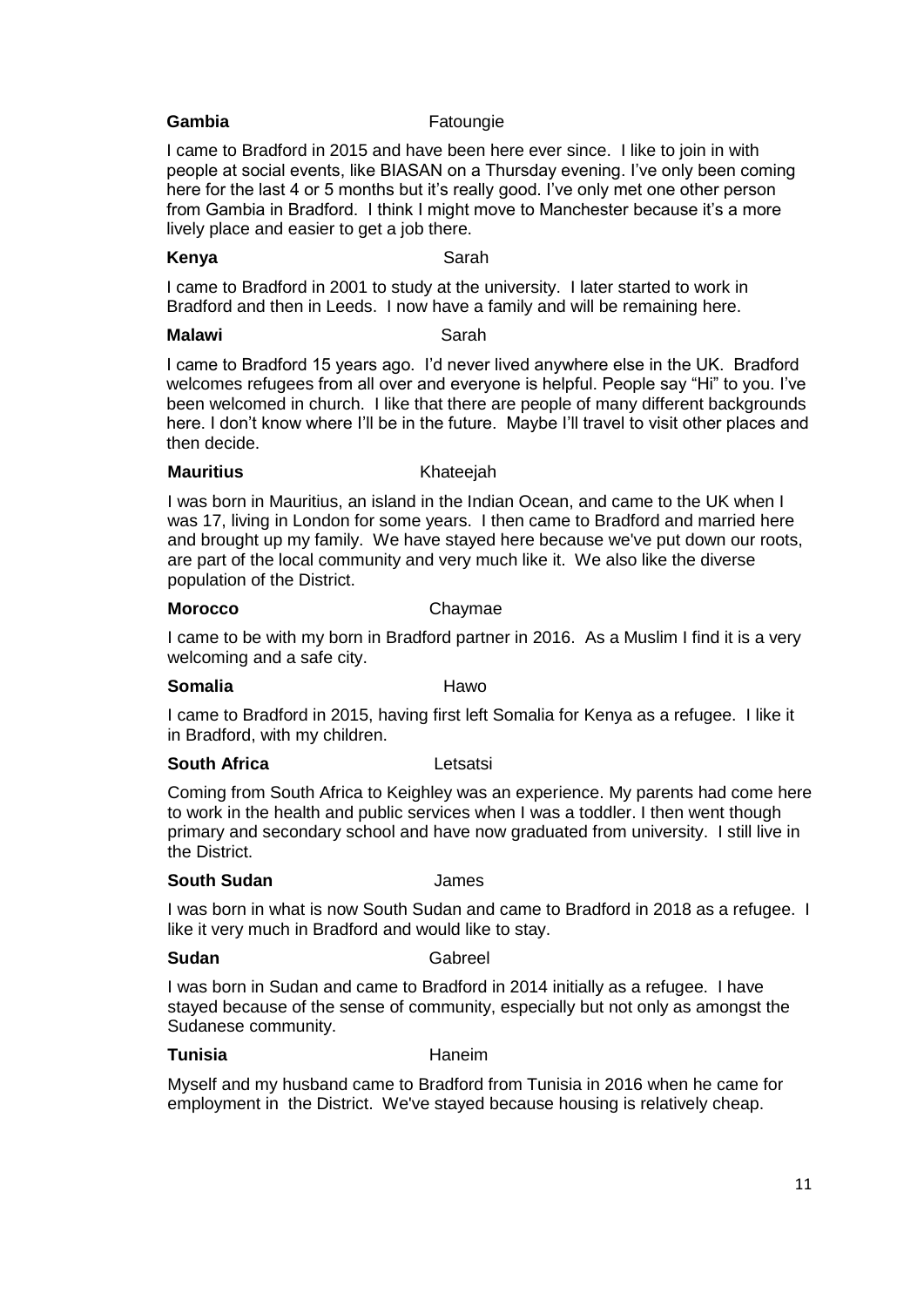**Gambia** Fatoungie

I came to Bradford in 2015 and have been here ever since. I like to join in with people at social events, like BIASAN on a Thursday evening. I've only been coming here for the last 4 or 5 months but it's really good. I've only met one other person from Gambia in Bradford. I think I might move to Manchester because it's a more lively place and easier to get a job there.

**Kenya** Sarah

I came to Bradford in 2001 to study at the university. I later started to work in Bradford and then in Leeds. I now have a family and will be remaining here.

**Malawi** Sarah

I came to Bradford 15 years ago. I'd never lived anywhere else in the UK. Bradford welcomes refugees from all over and everyone is helpful. People say "Hi" to you. I've been welcomed in church. I like that there are people of many different backgrounds here. I don't know where I'll be in the future. Maybe I'll travel to visit other places and then decide.

**Mauritius** Khateejah

I was born in Mauritius, an island in the Indian Ocean, and came to the UK when I was 17, living in London for some years. I then came to Bradford and married here and brought up my family. We have stayed here because we've put down our roots, are part of the local community and very much like it. We also like the diverse population of the District.

**Morocco** Chaymae

I came to be with my born in Bradford partner in 2016. As a Muslim I find it is a very welcoming and a safe city.

**Somalia** Hawo

I came to Bradford in 2015, having first left Somalia for Kenya as a refugee. I like it in Bradford, with my children.

**South Africa** Letsatsi

Coming from South Africa to Keighley was an experience. My parents had come here to work in the health and public services when I was a toddler. I then went though primary and secondary school and have now graduated from university. I still live in the District.

**South Sudan** James

I was born in what is now South Sudan and came to Bradford in 2018 as a refugee. I like it very much in Bradford and would like to stay.

**Sudan** Gabreel

I was born in Sudan and came to Bradford in 2014 initially as a refugee. I have stayed because of the sense of community, especially but not only as amongst the Sudanese community.

**Tunisia** Haneim

Myself and my husband came to Bradford from Tunisia in 2016 when he came for employment in the District. We've stayed because housing is relatively cheap.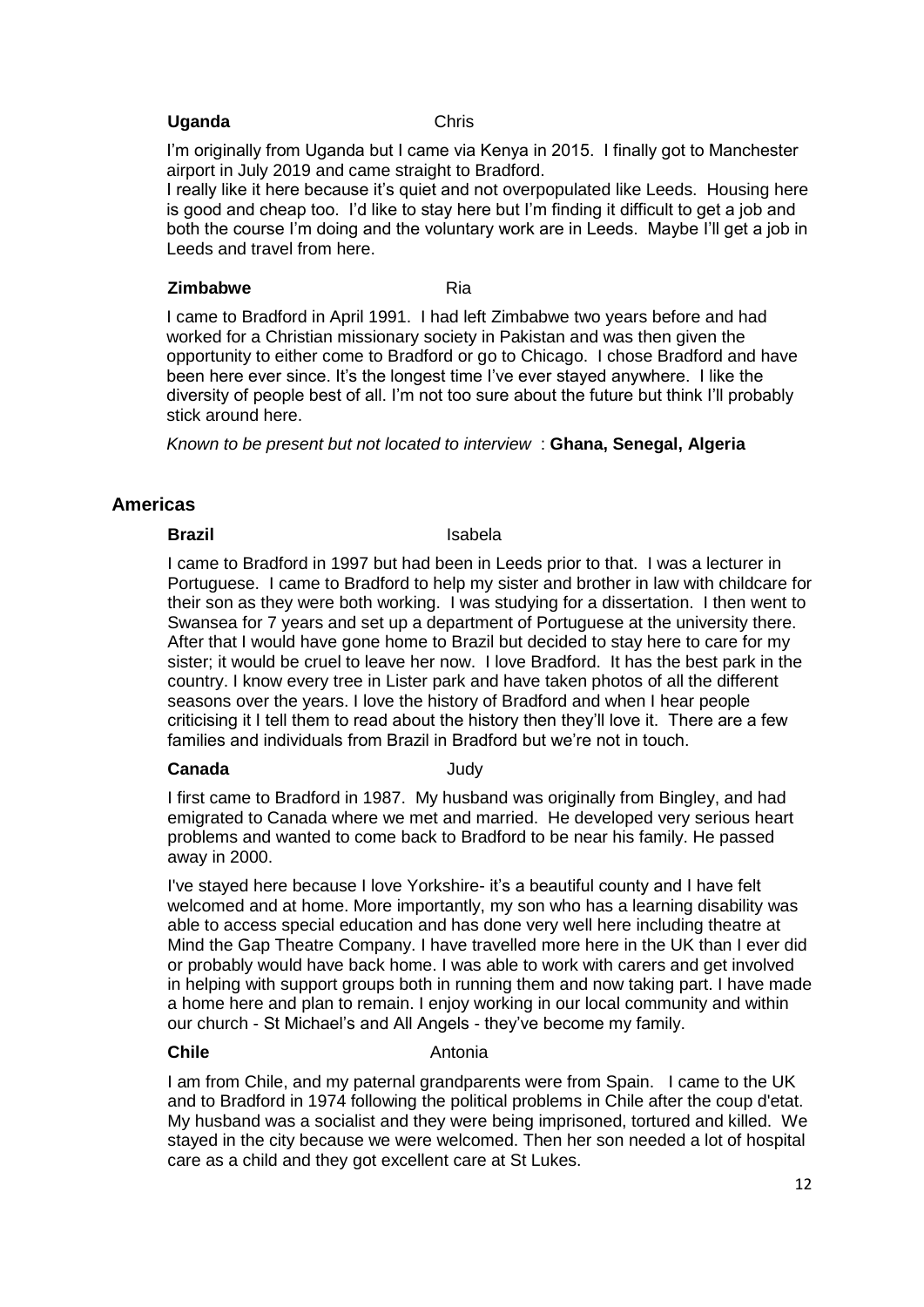**Uganda** Chris

I'm originally from Uganda but I came via Kenya in 2015. I finally got to Manchester airport in July 2019 and came straight to Bradford.
I really like it here because it's quiet and not overpopulated like Leeds. Housing here is good and cheap too. I'd like to stay here but I'm finding it difficult to get a job and both the course I'm doing and the voluntary work are in Leeds. Maybe I'll get a job in Leeds and travel from here.

**Zimbabwe** Ria

I came to Bradford in April 1991. I had left Zimbabwe two years before and had worked for a Christian missionary society in Pakistan and was then given the opportunity to either come to Bradford or go to Chicago. I chose Bradford and have been here ever since. It's the longest time I've ever stayed anywhere. I like the diversity of people best of all. I'm not too sure about the future but think I'll probably stick around here.

*Known to be present but not located to interview* : **Ghana, Senegal, Algeria**

## Americas

**Brazil** Isabela

I came to Bradford in 1997 but had been in Leeds prior to that. I was a lecturer in Portuguese. I came to Bradford to help my sister and brother in law with childcare for their son as they were both working. I was studying for a dissertation. I then went to Swansea for 7 years and set up a department of Portuguese at the university there. After that I would have gone home to Brazil but decided to stay here to care for my sister; it would be cruel to leave her now. I love Bradford. It has the best park in the country. I know every tree in Lister park and have taken photos of all the different seasons over the years. I love the history of Bradford and when I hear people criticising it I tell them to read about the history then they'll love it. There are a few families and individuals from Brazil in Bradford but we're not in touch.

**Canada** Judy

I first came to Bradford in 1987. My husband was originally from Bingley, and had emigrated to Canada where we met and married. He developed very serious heart problems and wanted to come back to Bradford to be near his family. He passed away in 2000.

I've stayed here because I love Yorkshire- it's a beautiful county and I have felt welcomed and at home. More importantly, my son who has a learning disability was able to access special education and has done very well here including theatre at Mind the Gap Theatre Company. I have travelled more here in the UK than I ever did or probably would have back home. I was able to work with carers and get involved in helping with support groups both in running them and now taking part. I have made a home here and plan to remain. I enjoy working in our local community and within our church - St Michael's and All Angels - they've become my family.

**Chile** Antonia

I am from Chile, and my paternal grandparents were from Spain. I came to the UK and to Bradford in 1974 following the political problems in Chile after the coup d'etat. My husband was a socialist and they were being imprisoned, tortured and killed. We stayed in the city because we were welcomed. Then her son needed a lot of hospital care as a child and they got excellent care at St Lukes.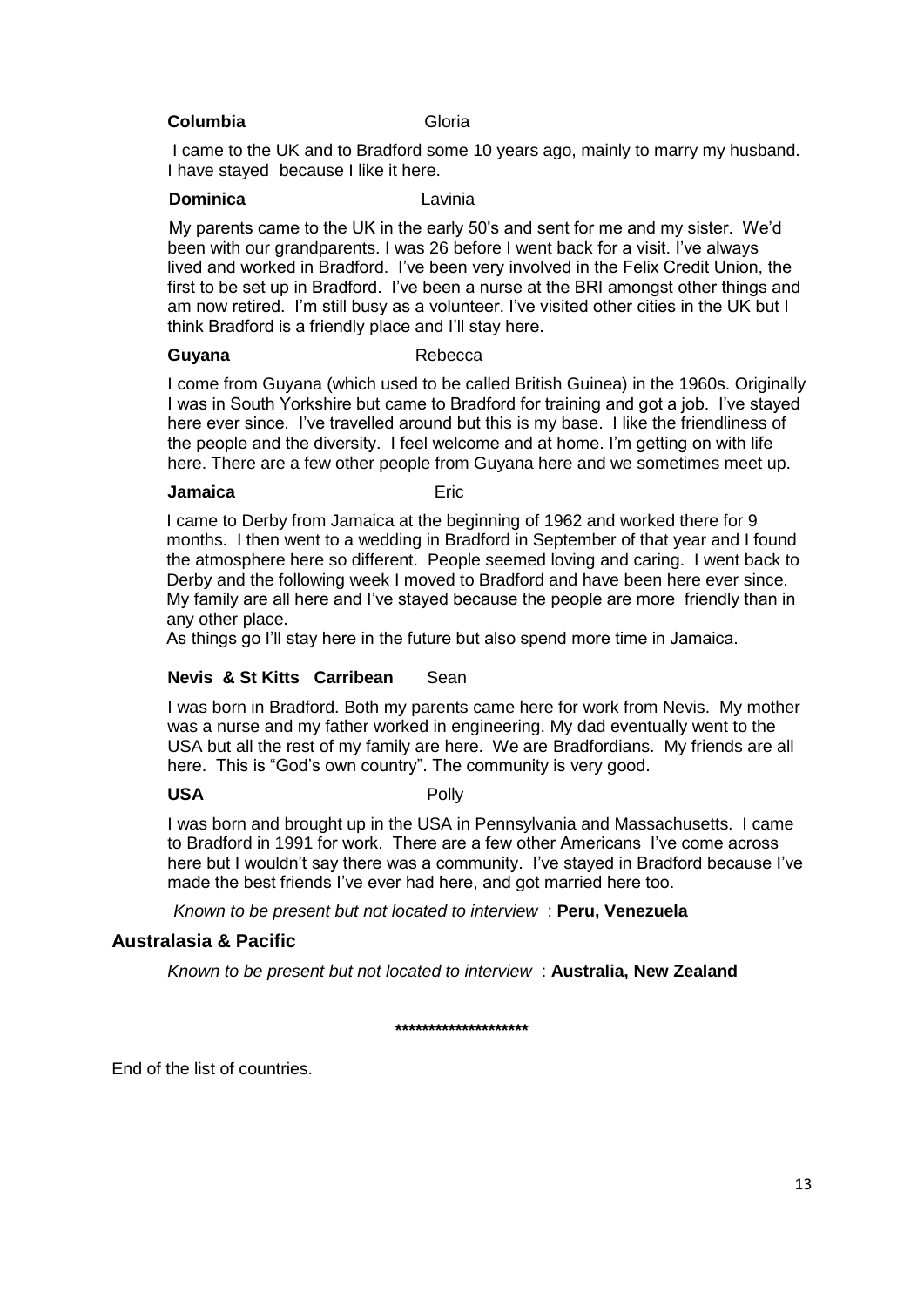**Columbia** Gloria

I came to the UK and to Bradford some 10 years ago, mainly to marry my husband. I have stayed because I like it here.

**Dominica** Lavinia

My parents came to the UK in the early 50's and sent for me and my sister. We'd been with our grandparents. I was 26 before I went back for a visit. I've always lived and worked in Bradford. I've been very involved in the Felix Credit Union, the first to be set up in Bradford. I've been a nurse at the BRI amongst other things and am now retired. I'm still busy as a volunteer. I've visited other cities in the UK but I think Bradford is a friendly place and I'll stay here.

**Guyana** Rebecca

I come from Guyana (which used to be called British Guinea) in the 1960s. Originally I was in South Yorkshire but came to Bradford for training and got a job. I've stayed here ever since. I've travelled around but this is my base. I like the friendliness of the people and the diversity. I feel welcome and at home. I'm getting on with life here. There are a few other people from Guyana here and we sometimes meet up.

**Jamaica** Eric

I came to Derby from Jamaica at the beginning of 1962 and worked there for 9 months. I then went to a wedding in Bradford in September of that year and I found the atmosphere here so different. People seemed loving and caring. I went back to Derby and the following week I moved to Bradford and have been here ever since. My family are all here and I've stayed because the people are more friendly than in any other place.

As things go I'll stay here in the future but also spend more time in Jamaica.

**Nevis & St Kitts Carribean** Sean

I was born in Bradford. Both my parents came here for work from Nevis. My mother was a nurse and my father worked in engineering. My dad eventually went to the USA but all the rest of my family are here. We are Bradfordians. My friends are all here. This is "God's own country". The community is very good.

**USA** Polly

I was born and brought up in the USA in Pennsylvania and Massachusetts. I came to Bradford in 1991 for work. There are a few other Americans I've come across here but I wouldn't say there was a community. I've stayed in Bradford because I've made the best friends I've ever had here, and got married here too.

*Known to be present but not located to interview* : **Peru, Venezuela**

## Australasia & Pacific

*Known to be present but not located to interview* : **Australia, New Zealand**

********************

End of the list of countries.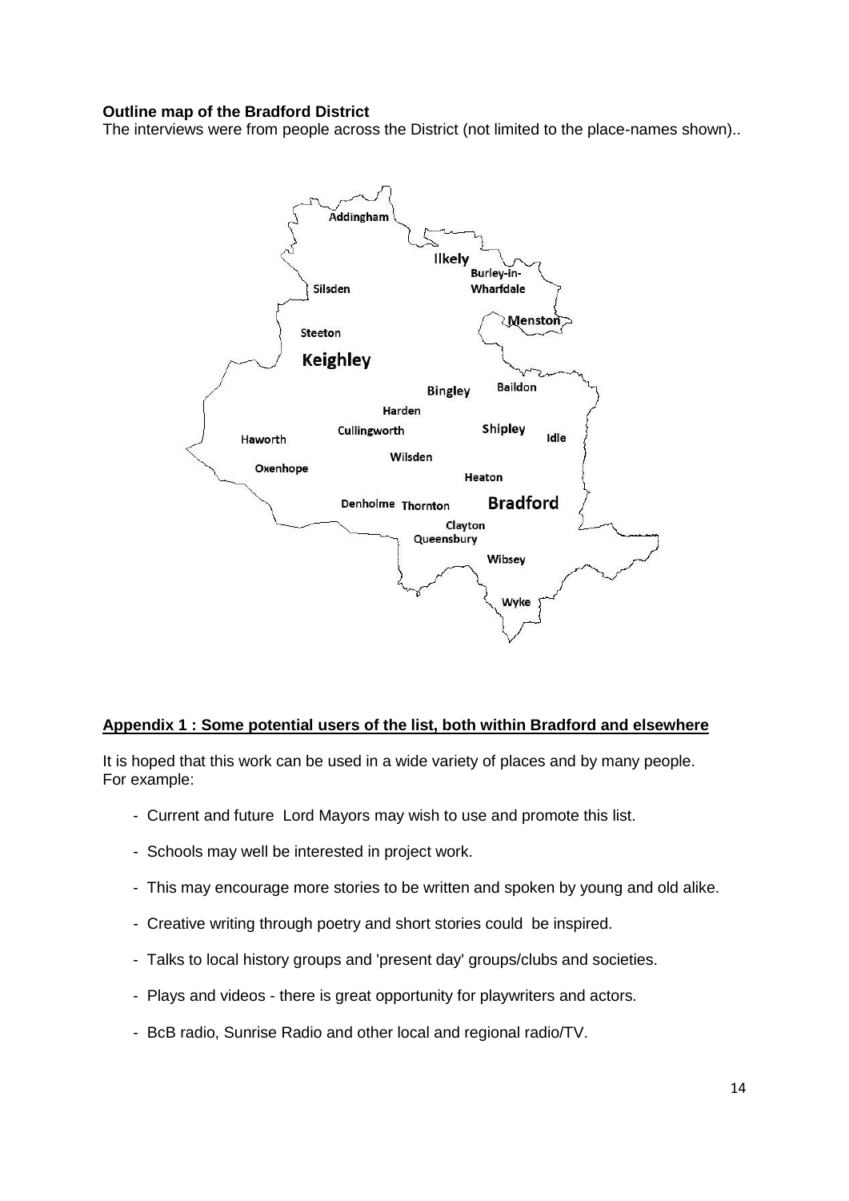**Outline map of the Bradford District**

The interviews were from people across the District (not limited to the place-names shown)..

## Appendix 1 : Some potential users of the list, both within Bradford and elsewhere

It is hoped that this work can be used in a wide variety of places and by many people. For example:

- Current and future Lord Mayors may wish to use and promote this list.
- Schools may well be interested in project work.
- This may encourage more stories to be written and spoken by young and old alike.
- Creative writing through poetry and short stories could be inspired.
- Talks to local history groups and 'present day' groups/clubs and societies.
- Plays and videos - there is great opportunity for playwriters and actors.
- BcB radio, Sunrise Radio and other local and regional radio/TV.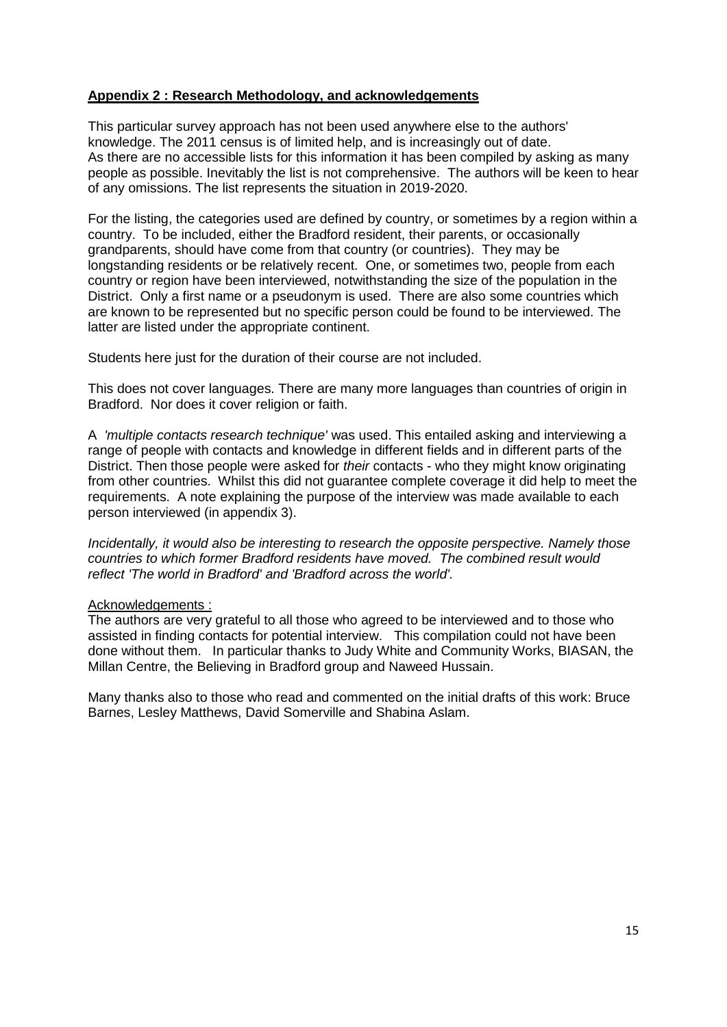## Appendix 2 : Research Methodology, and acknowledgements

This particular survey approach has not been used anywhere else to the authors' knowledge. The 2011 census is of limited help, and is increasingly out of date. As there are no accessible lists for this information it has been compiled by asking as many people as possible. Inevitably the list is not comprehensive. The authors will be keen to hear of any omissions. The list represents the situation in 2019-2020.

For the listing, the categories used are defined by country, or sometimes by a region within a country. To be included, either the Bradford resident, their parents, or occasionally grandparents, should have come from that country (or countries). They may be longstanding residents or be relatively recent. One, or sometimes two, people from each country or region have been interviewed, notwithstanding the size of the population in the District. Only a first name or a pseudonym is used. There are also some countries which are known to be represented but no specific person could be found to be interviewed. The latter are listed under the appropriate continent.

Students here just for the duration of their course are not included.

This does not cover languages. There are many more languages than countries of origin in Bradford. Nor does it cover religion or faith.

A *'multiple contacts research technique'* was used. This entailed asking and interviewing a range of people with contacts and knowledge in different fields and in different parts of the District. Then those people were asked for *their* contacts - who they might know originating from other countries. Whilst this did not guarantee complete coverage it did help to meet the requirements. A note explaining the purpose of the interview was made available to each person interviewed (in appendix 3).

*Incidentally, it would also be interesting to research the opposite perspective. Namely those countries to which former Bradford residents have moved. The combined result would reflect 'The world in Bradford' and 'Bradford across the world'.*

Acknowledgements :

The authors are very grateful to all those who agreed to be interviewed and to those who assisted in finding contacts for potential interview. This compilation could not have been done without them. In particular thanks to Judy White and Community Works, BIASAN, the Millan Centre, the Believing in Bradford group and Naweed Hussain.

Many thanks also to those who read and commented on the initial drafts of this work: Bruce Barnes, Lesley Matthews, David Somerville and Shabina Aslam.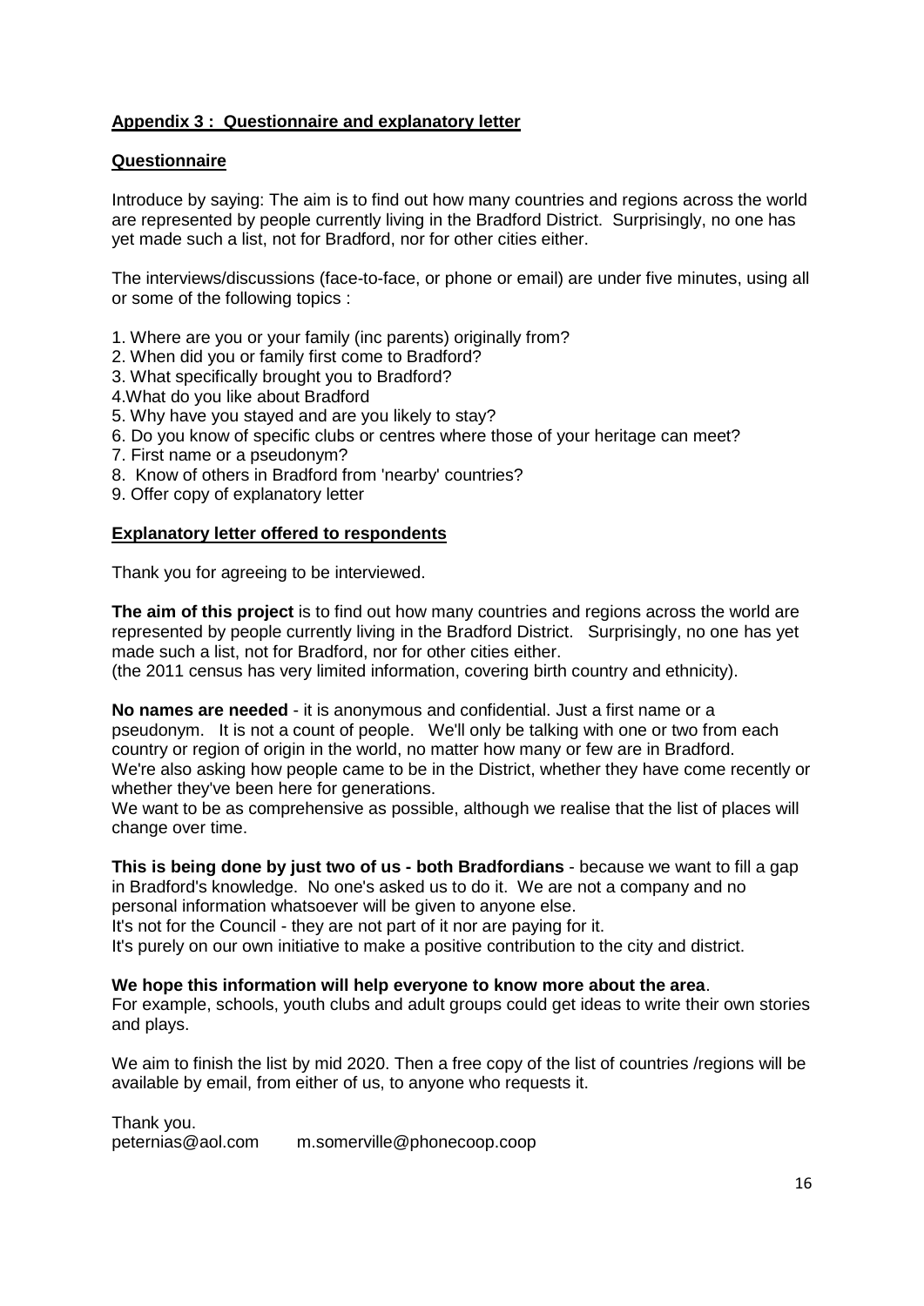## Appendix 3 : Questionnaire and explanatory letter

### Questionnaire

Introduce by saying: The aim is to find out how many countries and regions across the world are represented by people currently living in the Bradford District. Surprisingly, no one has yet made such a list, not for Bradford, nor for other cities either.

The interviews/discussions (face-to-face, or phone or email) are under five minutes, using all or some of the following topics :

1. Where are you or your family (inc parents) originally from?
2. When did you or family first come to Bradford?
3. What specifically brought you to Bradford?
4. What do you like about Bradford
5. Why have you stayed and are you likely to stay?
6. Do you know of specific clubs or centres where those of your heritage can meet?
7. First name or a pseudonym?
8. Know of others in Bradford from 'nearby' countries?
9. Offer copy of explanatory letter

### Explanatory letter offered to respondents

Thank you for agreeing to be interviewed.

**The aim of this project** is to find out how many countries and regions across the world are represented by people currently living in the Bradford District. Surprisingly, no one has yet made such a list, not for Bradford, nor for other cities either.
(the 2011 census has very limited information, covering birth country and ethnicity).

**No names are needed** - it is anonymous and confidential. Just a first name or a pseudonym. It is not a count of people. We'll only be talking with one or two from each country or region of origin in the world, no matter how many or few are in Bradford.
We're also asking how people came to be in the District, whether they have come recently or whether they've been here for generations.
We want to be as comprehensive as possible, although we realise that the list of places will change over time.

**This is being done by just two of us - both Bradfordians** - because we want to fill a gap in Bradford's knowledge. No one's asked us to do it. We are not a company and no personal information whatsoever will be given to anyone else.
It's not for the Council - they are not part of it nor are paying for it.
It's purely on our own initiative to make a positive contribution to the city and district.

**We hope this information will help everyone to know more about the area**.
For example, schools, youth clubs and adult groups could get ideas to write their own stories and plays.

We aim to finish the list by mid 2020. Then a free copy of the list of countries /regions will be available by email, from either of us, to anyone who requests it.

Thank you.
peternias@aol.com m.somerville@phonecoop.coop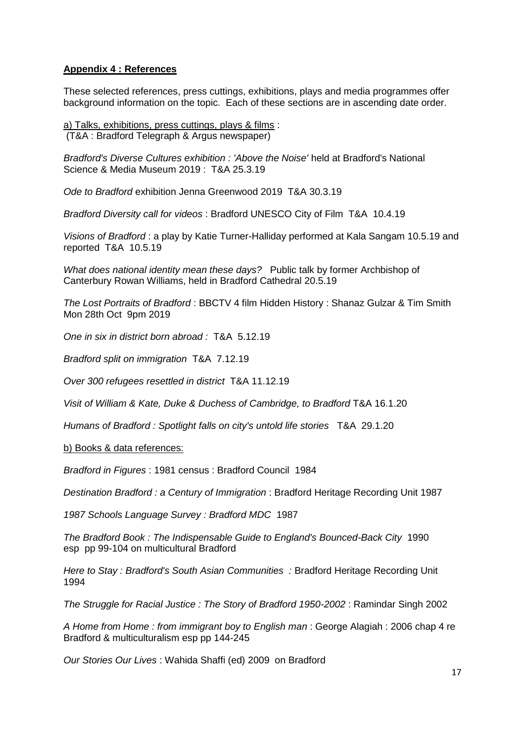## **Appendix 4 : References**

These selected references, press cuttings, exhibitions, plays and media programmes offer background information on the topic. Each of these sections are in ascending date order.

a) Talks, exhibitions, press cuttings, plays & films :
(T&A : Bradford Telegraph & Argus newspaper)

*Bradford's Diverse Cultures exhibition : 'Above the Noise'* held at Bradford's National Science & Media Museum 2019 : T&A 25.3.19

*Ode to Bradford* exhibition Jenna Greenwood 2019 T&A 30.3.19

*Bradford Diversity call for videos* : Bradford UNESCO City of Film T&A 10.4.19

*Visions of Bradford* : a play by Katie Turner-Halliday performed at Kala Sangam 10.5.19 and reported T&A 10.5.19

*What does national identity mean these days?* Public talk by former Archbishop of Canterbury Rowan Williams, held in Bradford Cathedral 20.5.19

*The Lost Portraits of Bradford* : BBCTV 4 film Hidden History : Shanaz Gulzar & Tim Smith Mon 28th Oct 9pm 2019

*One in six in district born abroad :* T&A 5.12.19

*Bradford split on immigration* T&A 7.12.19

*Over 300 refugees resettled in district* T&A 11.12.19

*Visit of William & Kate, Duke & Duchess of Cambridge, to Bradford* T&A 16.1.20

*Humans of Bradford : Spotlight falls on city's untold life stories* T&A 29.1.20

b) Books & data references:

*Bradford in Figures* : 1981 census : Bradford Council 1984

*Destination Bradford : a Century of Immigration* : Bradford Heritage Recording Unit 1987

*1987 Schools Language Survey : Bradford MDC* 1987

*The Bradford Book : The Indispensable Guide to England's Bounced-Back City* 1990 esp pp 99-104 on multicultural Bradford

*Here to Stay : Bradford's South Asian Communities :* Bradford Heritage Recording Unit 1994

*The Struggle for Racial Justice : The Story of Bradford 1950-2002* : Ramindar Singh 2002

*A Home from Home : from immigrant boy to English man* : George Alagiah : 2006 chap 4 re Bradford & multiculturalism esp pp 144-245

*Our Stories Our Lives* : Wahida Shaffi (ed) 2009 on Bradford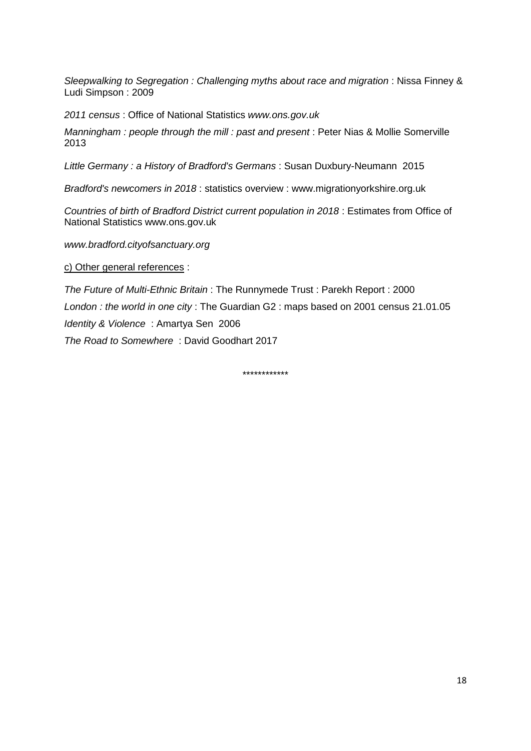*Sleepwalking to Segregation : Challenging myths about race and migration* : Nissa Finney & Ludi Simpson : 2009

*2011 census* : Office of National Statistics *www.ons.gov.uk*

*Manningham : people through the mill : past and present* : Peter Nias & Mollie Somerville 2013

*Little Germany : a History of Bradford's Germans* : Susan Duxbury-Neumann 2015

*Bradford's newcomers in 2018* : statistics overview : www.migrationyorkshire.org.uk

*Countries of birth of Bradford District current population in 2018* : Estimates from Office of National Statistics www.ons.gov.uk

*www.bradford.cityofsanctuary.org*

<u>c) Other general references</u> :

*The Future of Multi-Ethnic Britain* : The Runnymede Trust : Parekh Report : 2000

*London : the world in one city* : The Guardian G2 : maps based on 2001 census 21.01.05

*Identity & Violence* : Amartya Sen 2006

*The Road to Somewhere* : David Goodhart 2017

************